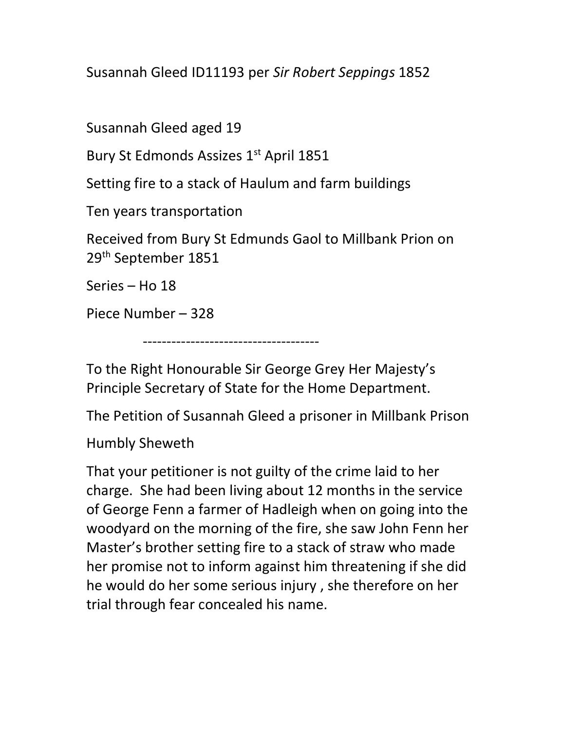Susannah Gleed ID11193 per *Sir Robert Seppings* 1852

Susannah Gleed aged 19

Bury St Edmonds Assizes 1st April 1851

Setting fire to a stack of Haulum and farm buildings

Ten years transportation

Received from Bury St Edmunds Gaol to Millbank Prion on 29th September 1851

Series – Ho 18

Piece Number – 328

-------------------------------------

To the Right Honourable Sir George Grey Her Majesty's Principle Secretary of State for the Home Department.

The Petition of Susannah Gleed a prisoner in Millbank Prison

Humbly Sheweth

That your petitioner is not guilty of the crime laid to her charge. She had been living about 12 months in the service of George Fenn a farmer of Hadleigh when on going into the woodyard on the morning of the fire, she saw John Fenn her Master's brother setting fire to a stack of straw who made her promise not to inform against him threatening if she did he would do her some serious injury , she therefore on her trial through fear concealed his name.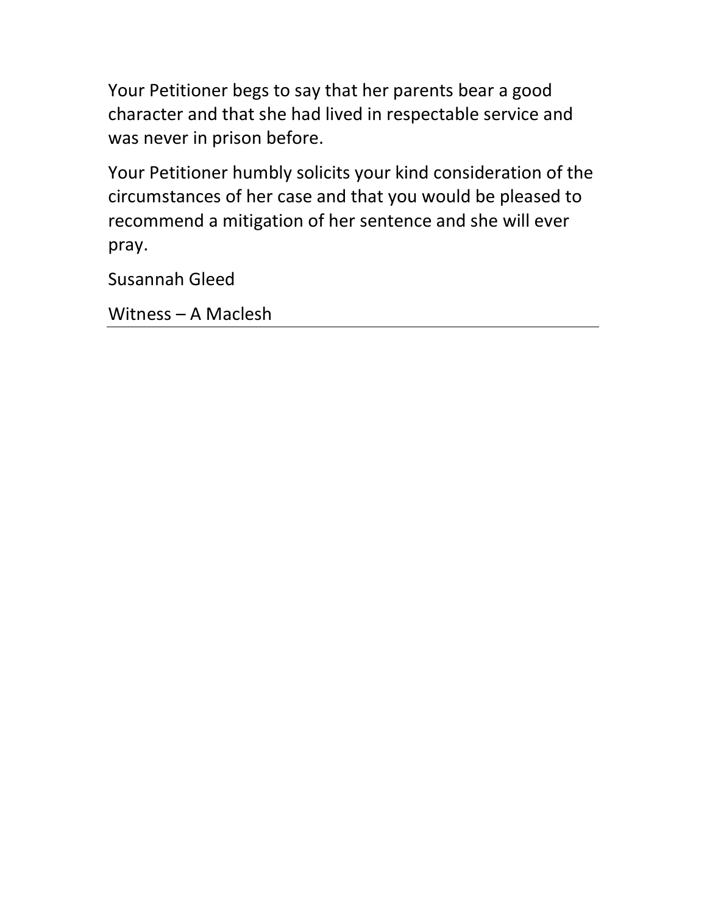Your Petitioner begs to say that her parents bear a good character and that she had lived in respectable service and was never in prison before.

Your Petitioner humbly solicits your kind consideration of the circumstances of her case and that you would be pleased to recommend a mitigation of her sentence and she will ever pray.

Susannah Gleed

Witness – A Maclesh

---